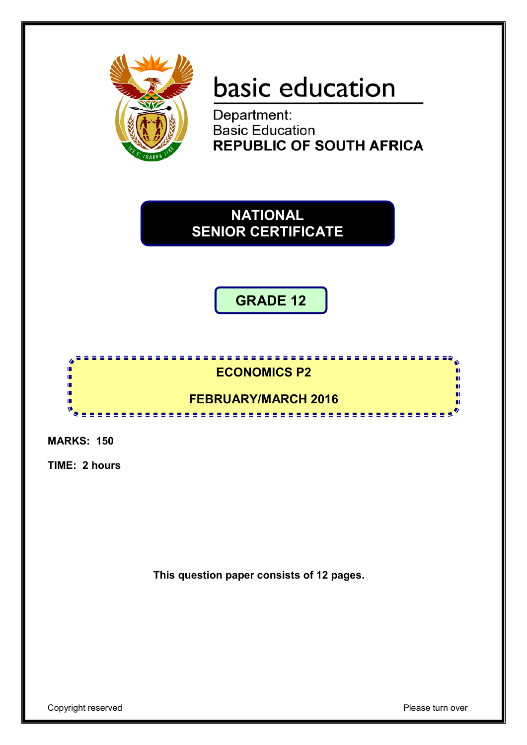basic education

Department:
Basic Education
**REPUBLIC OF SOUTH AFRICA**

# NATIONAL SENIOR CERTIFICATE

## GRADE 12

## ECONOMICS P2

## FEBRUARY/MARCH 2016

**MARKS: 150**

**TIME: 2 hours**

**This question paper consists of 12 pages.**

Copyright reserved

Please turn over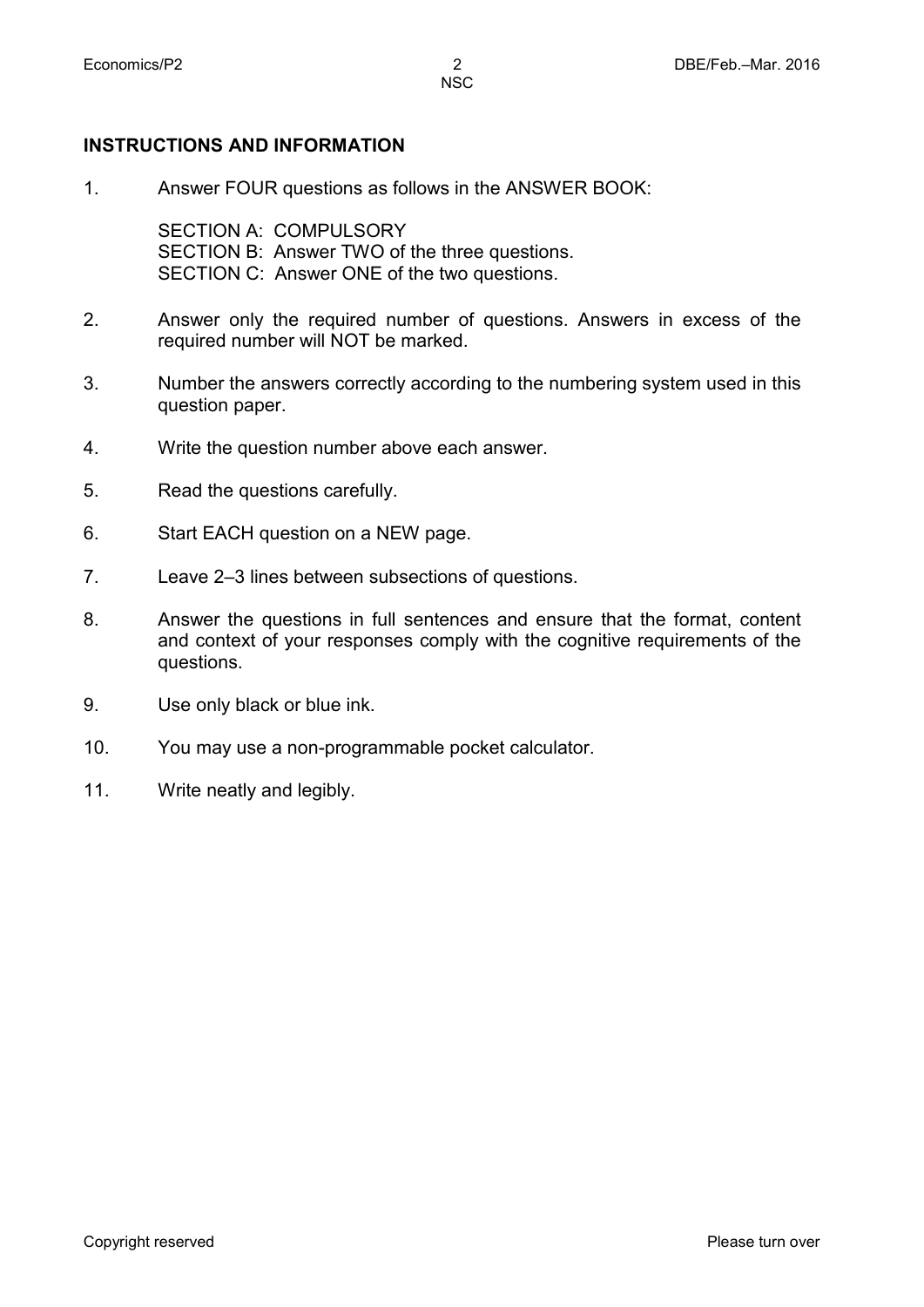## INSTRUCTIONS AND INFORMATION

1. Answer FOUR questions as follows in the ANSWER BOOK:

   SECTION A: COMPULSORY
   SECTION B: Answer TWO of the three questions.
   SECTION C: Answer ONE of the two questions.

2. Answer only the required number of questions. Answers in excess of the required number will NOT be marked.

3. Number the answers correctly according to the numbering system used in this question paper.

4. Write the question number above each answer.

5. Read the questions carefully.

6. Start EACH question on a NEW page.

7. Leave 2–3 lines between subsections of questions.

8. Answer the questions in full sentences and ensure that the format, content and context of your responses comply with the cognitive requirements of the questions.

9. Use only black or blue ink.

10. You may use a non-programmable pocket calculator.

11. Write neatly and legibly.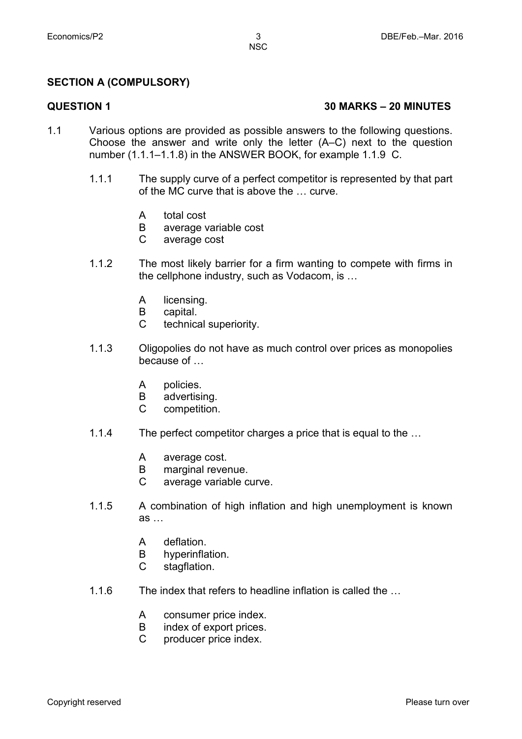## SECTION A (COMPULSORY)

**QUESTION 1** **30 MARKS – 20 MINUTES**

1.1 Various options are provided as possible answers to the following questions. Choose the answer and write only the letter (A–C) next to the question number (1.1.1–1.1.8) in the ANSWER BOOK, for example 1.1.9 C.

1.1.1 The supply curve of a perfect competitor is represented by that part of the MC curve that is above the … curve.

- A total cost
- B average variable cost
- C average cost

1.1.2 The most likely barrier for a firm wanting to compete with firms in the cellphone industry, such as Vodacom, is …

- A licensing.
- B capital.
- C technical superiority.

1.1.3 Oligopolies do not have as much control over prices as monopolies because of …

- A policies.
- B advertising.
- C competition.

1.1.4 The perfect competitor charges a price that is equal to the …

- A average cost.
- B marginal revenue.
- C average variable curve.

1.1.5 A combination of high inflation and high unemployment is known as …

- A deflation.
- B hyperinflation.
- C stagflation.

1.1.6 The index that refers to headline inflation is called the …

- A consumer price index.
- B index of export prices.
- C producer price index.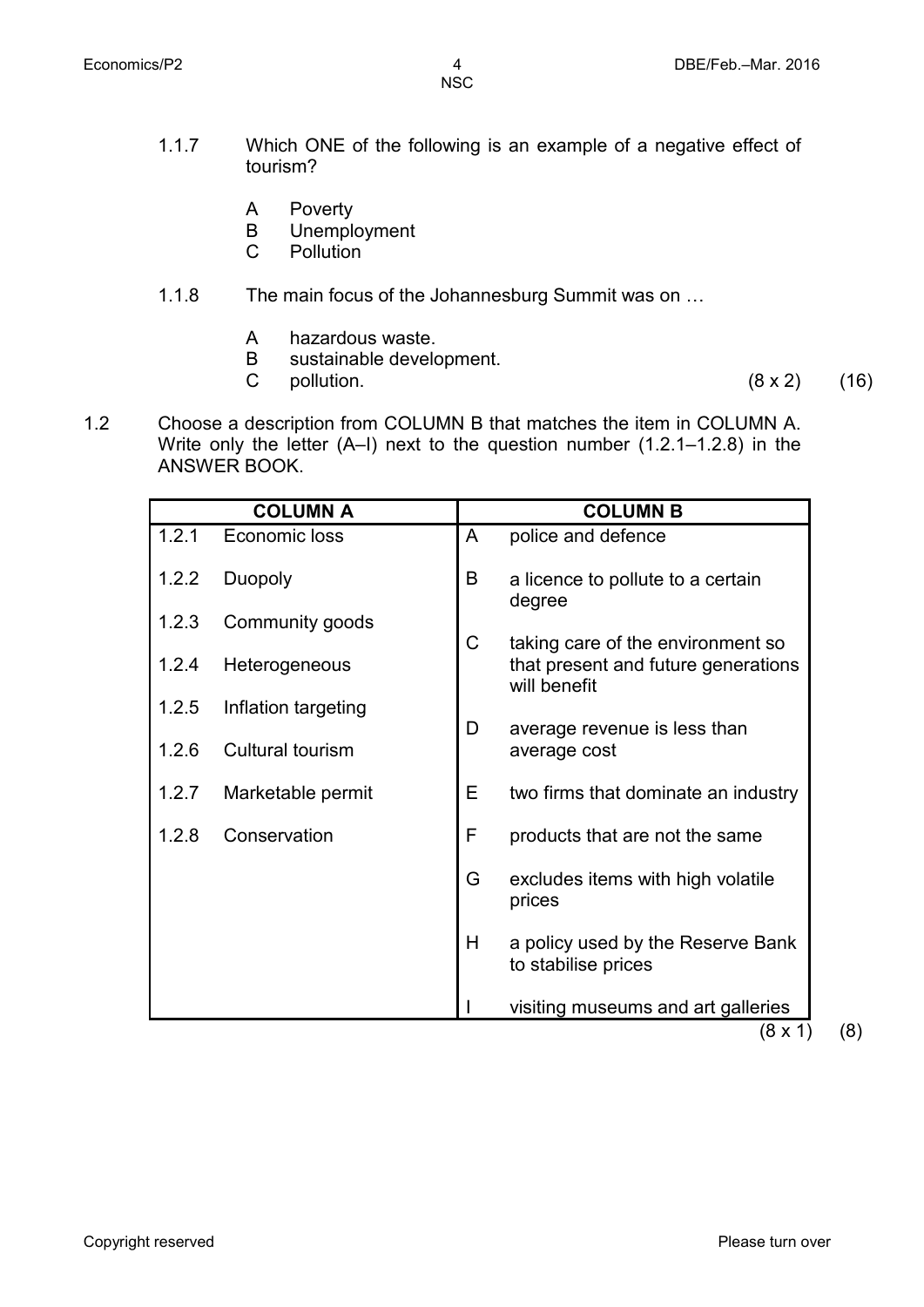1.1.7 Which ONE of the following is an example of a negative effect of tourism?

A Poverty
B Unemployment
C Pollution

1.1.8 The main focus of the Johannesburg Summit was on …

A hazardous waste.
B sustainable development.
C pollution. (8 x 2) (16)

1.2 Choose a description from COLUMN B that matches the item in COLUMN A. Write only the letter (A–I) next to the question number (1.2.1–1.2.8) in the ANSWER BOOK.

| COLUMN A | | COLUMN B | |
|---|---|---|---|
| 1.2.1 | Economic loss | A | police and defence |
| 1.2.2 | Duopoly | B | a licence to pollute to a certain degree |
| 1.2.3 | Community goods | C | taking care of the environment so that present and future generations will benefit |
| 1.2.4 | Heterogeneous | D | average revenue is less than average cost |
| 1.2.5 | Inflation targeting | E | two firms that dominate an industry |
| 1.2.6 | Cultural tourism | F | products that are not the same |
| 1.2.7 | Marketable permit | G | excludes items with high volatile prices |
| 1.2.8 | Conservation | H | a policy used by the Reserve Bank to stabilise prices |
| | | I | visiting museums and art galleries |

(8 x 1) (8)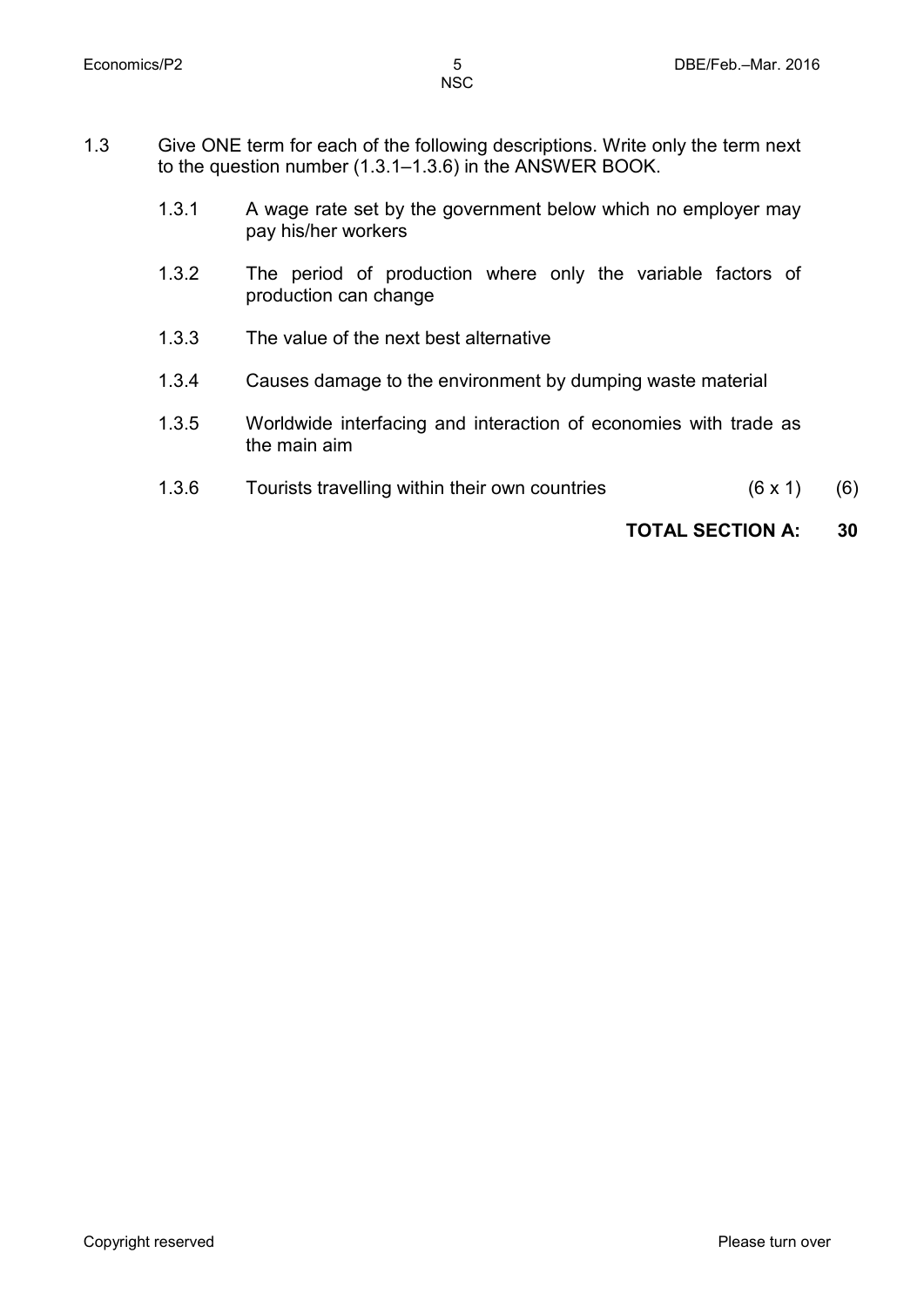1.3 Give ONE term for each of the following descriptions. Write only the term next to the question number (1.3.1–1.3.6) in the ANSWER BOOK.

1.3.1 A wage rate set by the government below which no employer may pay his/her workers

1.3.2 The period of production where only the variable factors of production can change

1.3.3 The value of the next best alternative

1.3.4 Causes damage to the environment by dumping waste material

1.3.5 Worldwide interfacing and interaction of economies with trade as the main aim

1.3.6 Tourists travelling within their own countries (6 x 1) (6)

**TOTAL SECTION A: 30**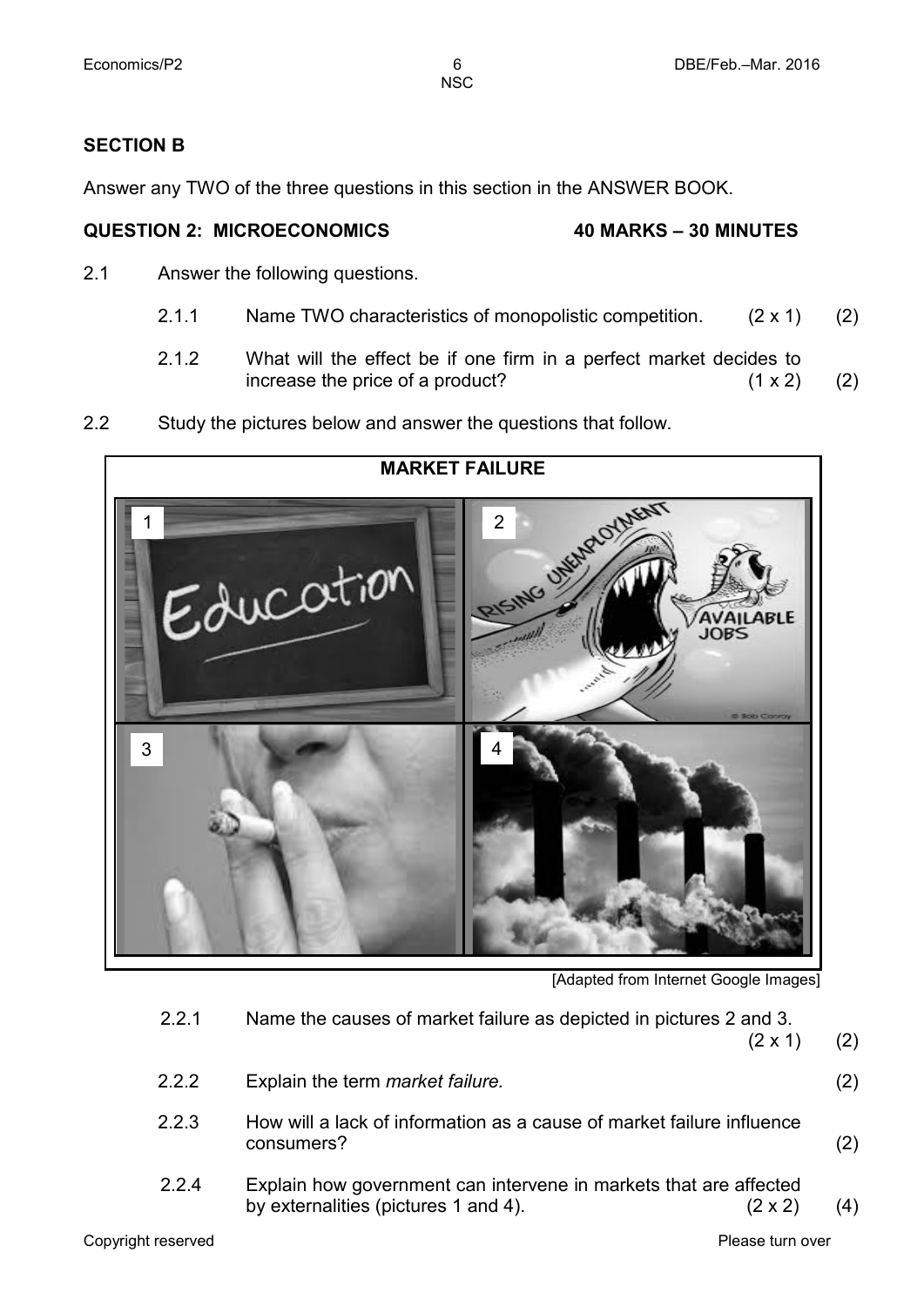## SECTION B

Answer any TWO of the three questions in this section in the ANSWER BOOK.

### QUESTION 2: MICROECONOMICS 40 MARKS – 30 MINUTES

2.1 Answer the following questions.

2.1.1 Name TWO characteristics of monopolistic competition. (2 x 1) (2)

2.1.2 What will the effect be if one firm in a perfect market decides to increase the price of a product? (1 x 2) (2)

2.2 Study the pictures below and answer the questions that follow.

**MARKET FAILURE**

1 Education

2 RISING UNEMPLOYMENT / AVAILABLE JOBS

3

4

[Adapted from Internet Google Images]

2.2.1 Name the causes of market failure as depicted in pictures 2 and 3. (2 x 1) (2)

2.2.2 Explain the term *market failure.* (2)

2.2.3 How will a lack of information as a cause of market failure influence consumers? (2)

2.2.4 Explain how government can intervene in markets that are affected by externalities (pictures 1 and 4). (2 x 2) (4)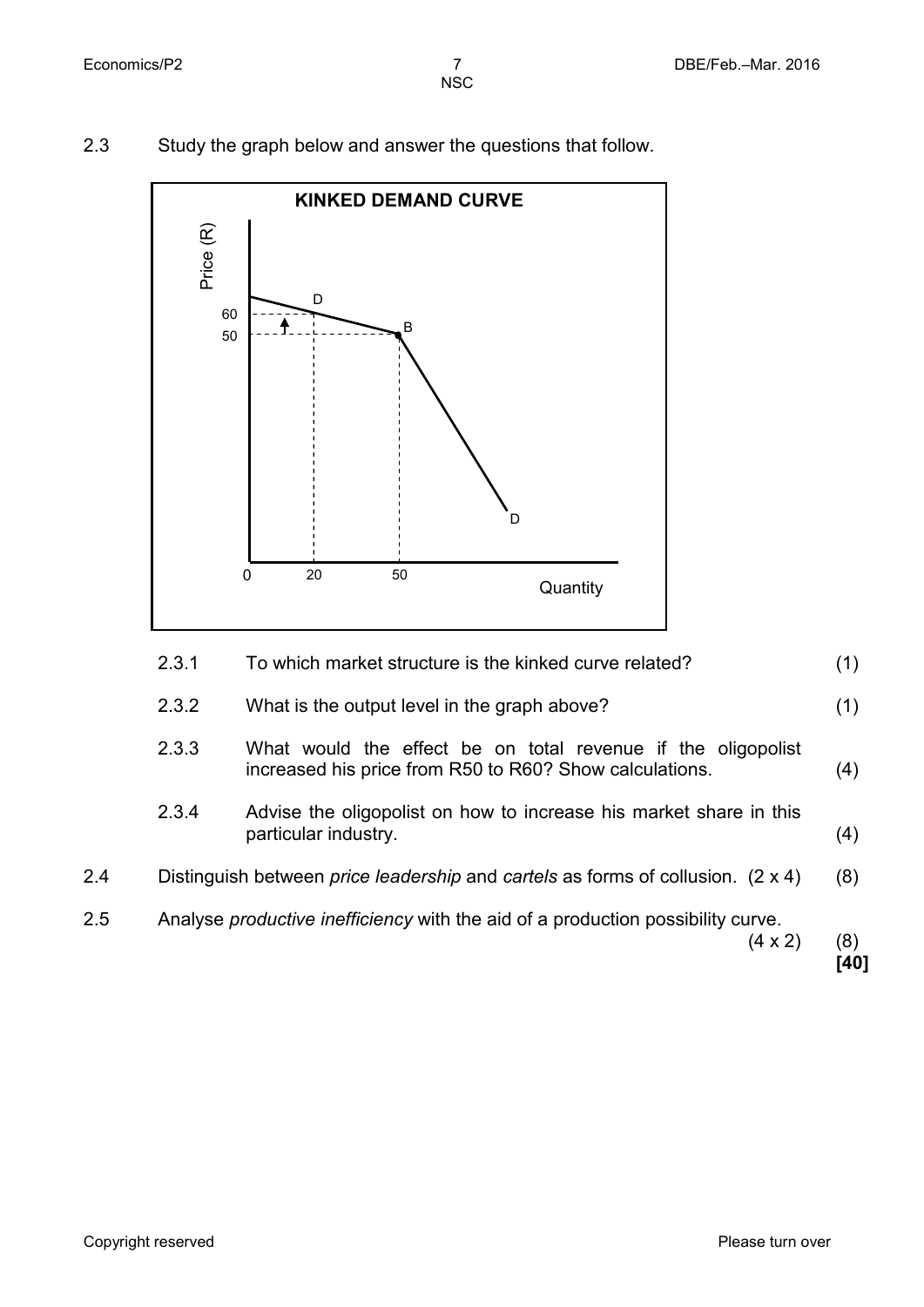2.3 Study the graph below and answer the questions that follow.

**KINKED DEMAND CURVE**

Price (R)

60
50

D

B

D

0 20 50 Quantity

| | | |
|---|---|---|
| 2.3.1 | To which market structure is the kinked curve related? | (1) |
| 2.3.2 | What is the output level in the graph above? | (1) |
| 2.3.3 | What would the effect be on total revenue if the oligopolist increased his price from R50 to R60? Show calculations. | (4) |
| 2.3.4 | Advise the oligopolist on how to increase his market share in this particular industry. | (4) |

2.4 Distinguish between *price leadership* and *cartels* as forms of collusion. (2 x 4) (8)

2.5 Analyse *productive inefficiency* with the aid of a production possibility curve. (4 x 2) (8)

**[40]**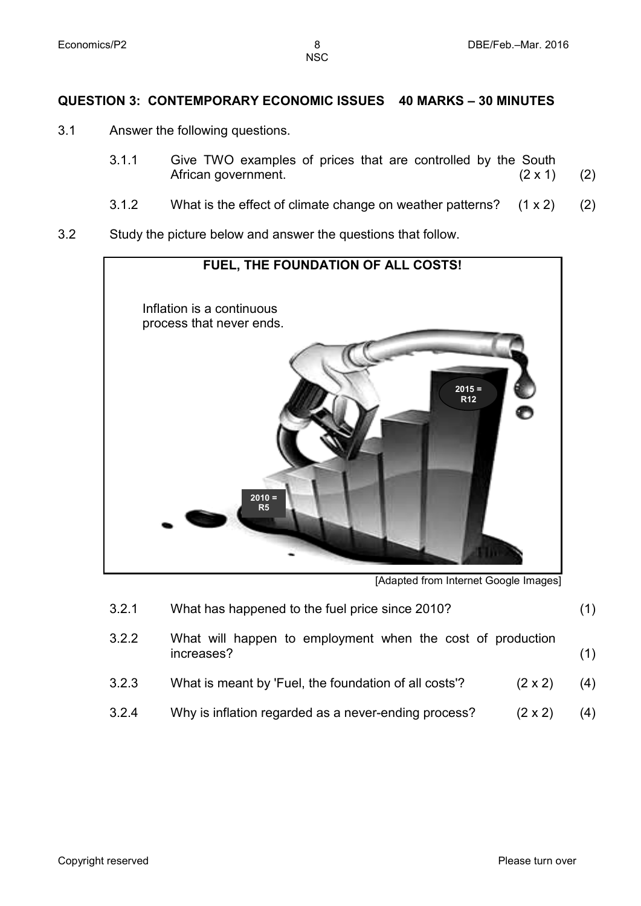## QUESTION 3: CONTEMPORARY ECONOMIC ISSUES 40 MARKS – 30 MINUTES

3.1 Answer the following questions.

3.1.1 Give TWO examples of prices that are controlled by the South African government. (2 x 1) (2)

3.1.2 What is the effect of climate change on weather patterns? (1 x 2) (2)

3.2 Study the picture below and answer the questions that follow.

**FUEL, THE FOUNDATION OF ALL COSTS!**

Inflation is a continuous process that never ends.

2015 = R12

2010 = R5

[Adapted from Internet Google Images]

3.2.1 What has happened to the fuel price since 2010? (1)

3.2.2 What will happen to employment when the cost of production increases? (1)

3.2.3 What is meant by 'Fuel, the foundation of all costs'? (2 x 2) (4)

3.2.4 Why is inflation regarded as a never-ending process? (2 x 2) (4)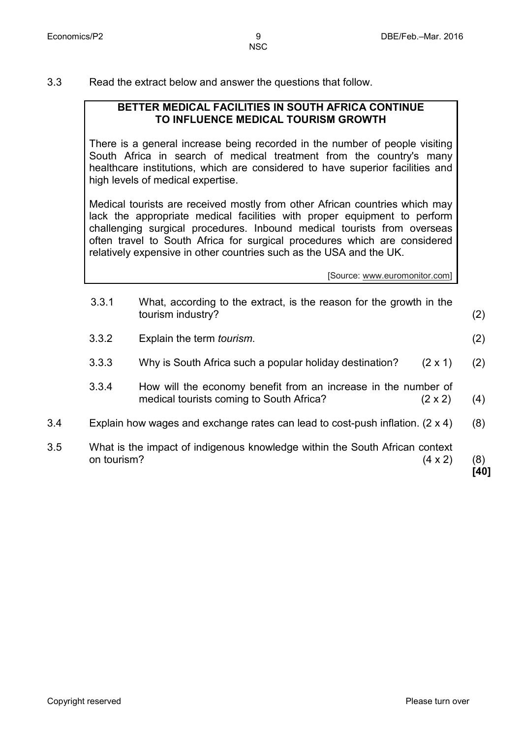3.3 Read the extract below and answer the questions that follow.

> **BETTER MEDICAL FACILITIES IN SOUTH AFRICA CONTINUE TO INFLUENCE MEDICAL TOURISM GROWTH**
>
> There is a general increase being recorded in the number of people visiting South Africa in search of medical treatment from the country's many healthcare institutions, which are considered to have superior facilities and high levels of medical expertise.
>
> Medical tourists are received mostly from other African countries which may lack the appropriate medical facilities with proper equipment to perform challenging surgical procedures. Inbound medical tourists from overseas often travel to South Africa for surgical procedures which are considered relatively expensive in other countries such as the USA and the UK.
>
> [Source: www.euromonitor.com]

3.3.1 What, according to the extract, is the reason for the growth in the tourism industry? (2)

3.3.2 Explain the term *tourism*. (2)

3.3.3 Why is South Africa such a popular holiday destination? (2 x 1) (2)

3.3.4 How will the economy benefit from an increase in the number of medical tourists coming to South Africa? (2 x 2) (4)

3.4 Explain how wages and exchange rates can lead to cost-push inflation. (2 x 4) (8)

3.5 What is the impact of indigenous knowledge within the South African context on tourism? (4 x 2) (8)

**[40]**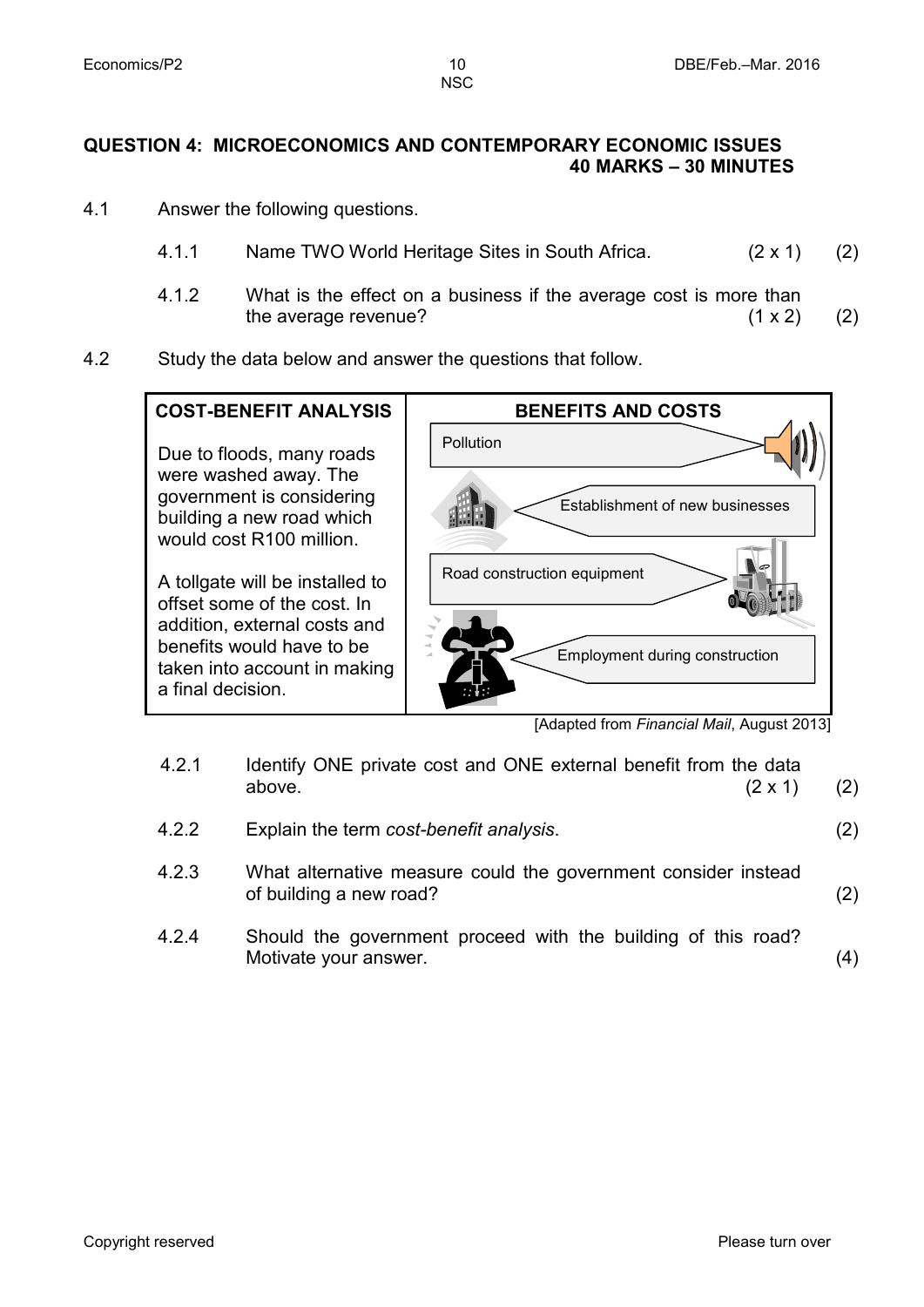## QUESTION 4: MICROECONOMICS AND CONTEMPORARY ECONOMIC ISSUES

**40 MARKS – 30 MINUTES**

4.1 Answer the following questions.

4.1.1 Name TWO World Heritage Sites in South Africa. (2 x 1) (2)

4.1.2 What is the effect on a business if the average cost is more than the average revenue? (1 x 2) (2)

4.2 Study the data below and answer the questions that follow.

| **COST-BENEFIT ANALYSIS** | **BENEFITS AND COSTS** |
|---|---|
| Due to floods, many roads were washed away. The government is considering building a new road which would cost R100 million.<br><br>A tollgate will be installed to offset some of the cost. In addition, external costs and benefits would have to be taken into account in making a final decision. | Pollution<br>Establishment of new businesses<br>Road construction equipment<br>Employment during construction |

[Adapted from *Financial Mail*, August 2013]

4.2.1 Identify ONE private cost and ONE external benefit from the data above. (2 x 1) (2)

4.2.2 Explain the term *cost-benefit analysis*. (2)

4.2.3 What alternative measure could the government consider instead of building a new road? (2)

4.2.4 Should the government proceed with the building of this road? Motivate your answer. (4)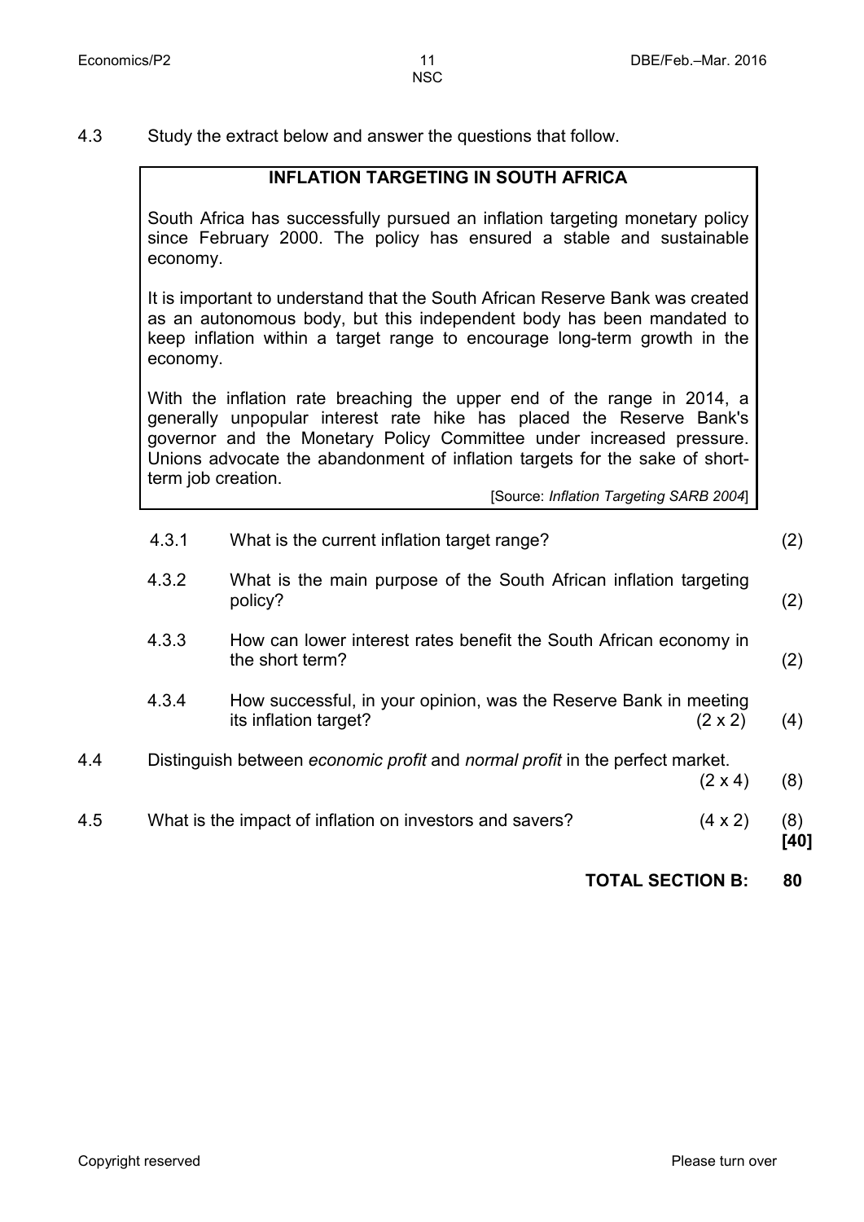4.3 Study the extract below and answer the questions that follow.

> **INFLATION TARGETING IN SOUTH AFRICA**
>
> South Africa has successfully pursued an inflation targeting monetary policy since February 2000. The policy has ensured a stable and sustainable economy.
>
> It is important to understand that the South African Reserve Bank was created as an autonomous body, but this independent body has been mandated to keep inflation within a target range to encourage long-term growth in the economy.
>
> With the inflation rate breaching the upper end of the range in 2014, a generally unpopular interest rate hike has placed the Reserve Bank's governor and the Monetary Policy Committee under increased pressure. Unions advocate the abandonment of inflation targets for the sake of short-term job creation.
>
> [Source: *Inflation Targeting SARB 2004*]

4.3.1 What is the current inflation target range? (2)

4.3.2 What is the main purpose of the South African inflation targeting policy? (2)

4.3.3 How can lower interest rates benefit the South African economy in the short term? (2)

4.3.4 How successful, in your opinion, was the Reserve Bank in meeting its inflation target? (2 x 2) (4)

4.4 Distinguish between *economic profit* and *normal profit* in the perfect market. (2 x 4) (8)

4.5 What is the impact of inflation on investors and savers? (4 x 2) (8)

**[40]**

**TOTAL SECTION B: 80**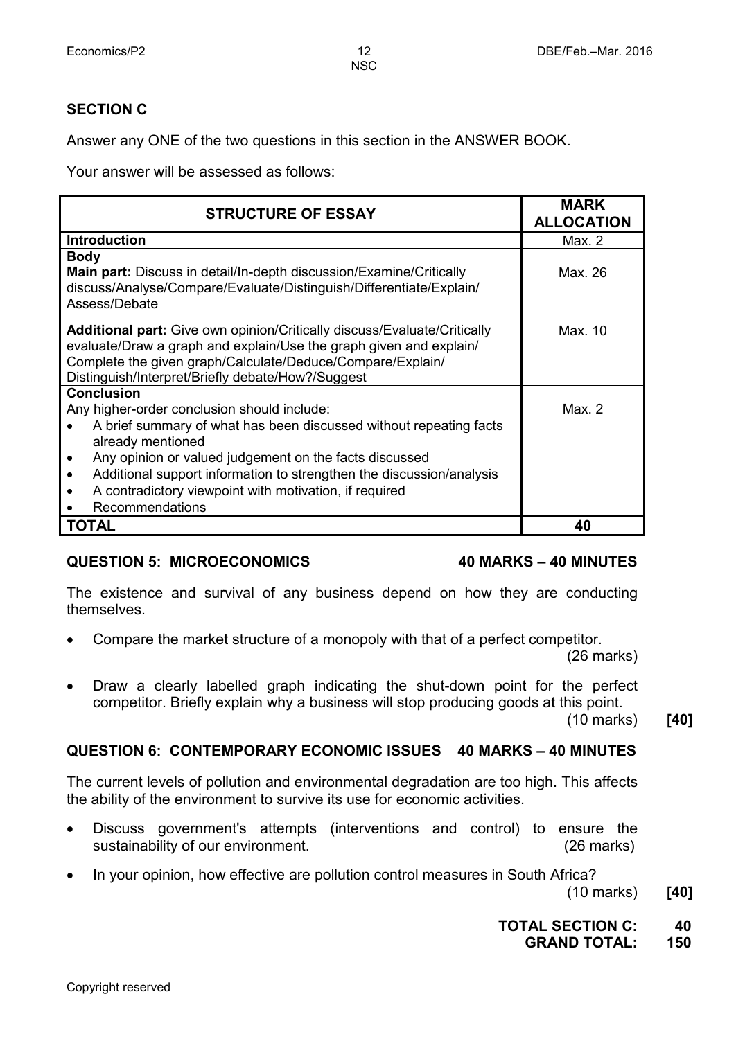## SECTION C

Answer any ONE of the two questions in this section in the ANSWER BOOK.

Your answer will be assessed as follows:

| STRUCTURE OF ESSAY | MARK ALLOCATION |
|---|---|
| **Introduction** | Max. 2 |
| **Body**<br>**Main part:** Discuss in detail/In-depth discussion/Examine/Critically discuss/Analyse/Compare/Evaluate/Distinguish/Differentiate/Explain/ Assess/Debate | Max. 26 |
| **Additional part:** Give own opinion/Critically discuss/Evaluate/Critically evaluate/Draw a graph and explain/Use the graph given and explain/ Complete the given graph/Calculate/Deduce/Compare/Explain/ Distinguish/Interpret/Briefly debate/How?/Suggest | Max. 10 |
| **Conclusion**<br>Any higher-order conclusion should include:<br>• A brief summary of what has been discussed without repeating facts already mentioned<br>• Any opinion or valued judgement on the facts discussed<br>• Additional support information to strengthen the discussion/analysis<br>• A contradictory viewpoint with motivation, if required<br>• Recommendations | Max. 2 |
| **TOTAL** | **40** |

### QUESTION 5: MICROECONOMICS — 40 MARKS – 40 MINUTES

The existence and survival of any business depend on how they are conducting themselves.

- Compare the market structure of a monopoly with that of a perfect competitor. (26 marks)
- Draw a clearly labelled graph indicating the shut-down point for the perfect competitor. Briefly explain why a business will stop producing goods at this point. (10 marks) **[40]**

### QUESTION 6: CONTEMPORARY ECONOMIC ISSUES — 40 MARKS – 40 MINUTES

The current levels of pollution and environmental degradation are too high. This affects the ability of the environment to survive its use for economic activities.

- Discuss government's attempts (interventions and control) to ensure the sustainability of our environment. (26 marks)
- In your opinion, how effective are pollution control measures in South Africa? (10 marks) **[40]**

**TOTAL SECTION C: 40**
**GRAND TOTAL: 150**